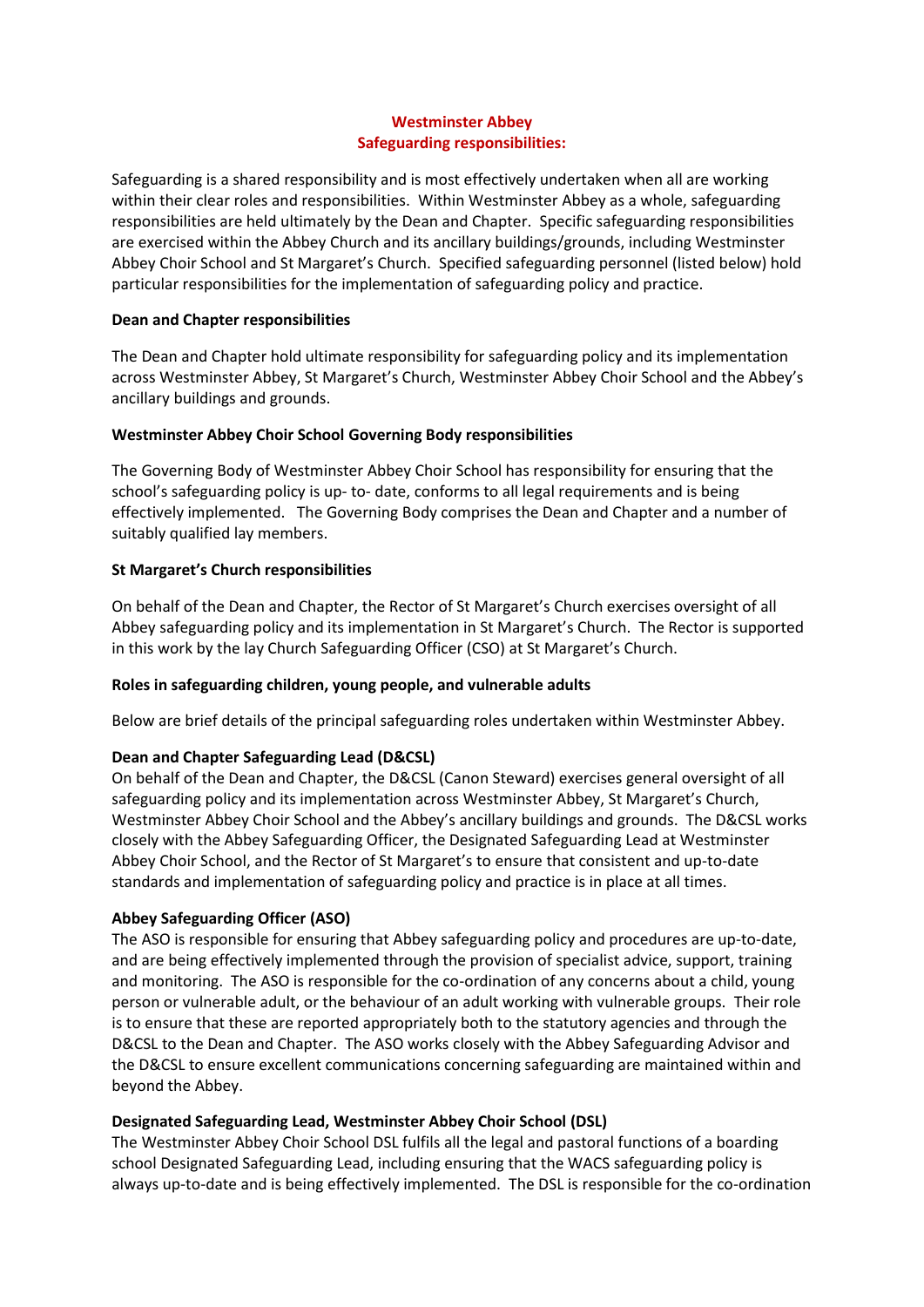# Westminster Abbey
# Safeguarding responsibilities:

Safeguarding is a shared responsibility and is most effectively undertaken when all are working within their clear roles and responsibilities. Within Westminster Abbey as a whole, safeguarding responsibilities are held ultimately by the Dean and Chapter. Specific safeguarding responsibilities are exercised within the Abbey Church and its ancillary buildings/grounds, including Westminster Abbey Choir School and St Margaret's Church. Specified safeguarding personnel (listed below) hold particular responsibilities for the implementation of safeguarding policy and practice.

**Dean and Chapter responsibilities**

The Dean and Chapter hold ultimate responsibility for safeguarding policy and its implementation across Westminster Abbey, St Margaret's Church, Westminster Abbey Choir School and the Abbey's ancillary buildings and grounds.

**Westminster Abbey Choir School Governing Body responsibilities**

The Governing Body of Westminster Abbey Choir School has responsibility for ensuring that the school's safeguarding policy is up- to- date, conforms to all legal requirements and is being effectively implemented. The Governing Body comprises the Dean and Chapter and a number of suitably qualified lay members.

**St Margaret's Church responsibilities**

On behalf of the Dean and Chapter, the Rector of St Margaret's Church exercises oversight of all Abbey safeguarding policy and its implementation in St Margaret's Church. The Rector is supported in this work by the lay Church Safeguarding Officer (CSO) at St Margaret's Church.

**Roles in safeguarding children, young people, and vulnerable adults**

Below are brief details of the principal safeguarding roles undertaken within Westminster Abbey.

**Dean and Chapter Safeguarding Lead (D&CSL)**
On behalf of the Dean and Chapter, the D&CSL (Canon Steward) exercises general oversight of all safeguarding policy and its implementation across Westminster Abbey, St Margaret's Church, Westminster Abbey Choir School and the Abbey's ancillary buildings and grounds. The D&CSL works closely with the Abbey Safeguarding Officer, the Designated Safeguarding Lead at Westminster Abbey Choir School, and the Rector of St Margaret's to ensure that consistent and up-to-date standards and implementation of safeguarding policy and practice is in place at all times.

**Abbey Safeguarding Officer (ASO)**
The ASO is responsible for ensuring that Abbey safeguarding policy and procedures are up-to-date, and are being effectively implemented through the provision of specialist advice, support, training and monitoring. The ASO is responsible for the co-ordination of any concerns about a child, young person or vulnerable adult, or the behaviour of an adult working with vulnerable groups. Their role is to ensure that these are reported appropriately both to the statutory agencies and through the D&CSL to the Dean and Chapter. The ASO works closely with the Abbey Safeguarding Advisor and the D&CSL to ensure excellent communications concerning safeguarding are maintained within and beyond the Abbey.

**Designated Safeguarding Lead, Westminster Abbey Choir School (DSL)**
The Westminster Abbey Choir School DSL fulfils all the legal and pastoral functions of a boarding school Designated Safeguarding Lead, including ensuring that the WACS safeguarding policy is always up-to-date and is being effectively implemented. The DSL is responsible for the co-ordination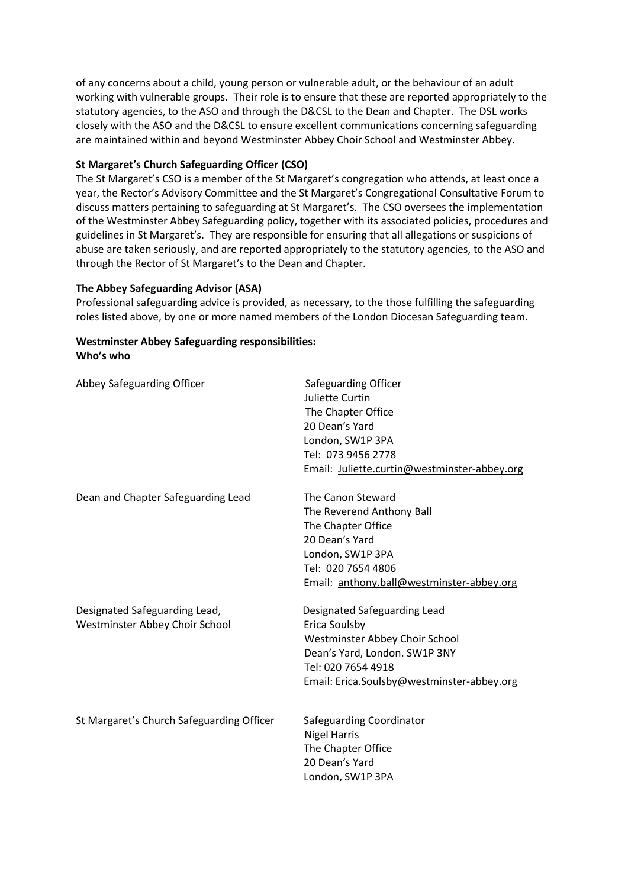of any concerns about a child, young person or vulnerable adult, or the behaviour of an adult working with vulnerable groups. Their role is to ensure that these are reported appropriately to the statutory agencies, to the ASO and through the D&CSL to the Dean and Chapter. The DSL works closely with the ASO and the D&CSL to ensure excellent communications concerning safeguarding are maintained within and beyond Westminster Abbey Choir School and Westminster Abbey.

**St Margaret's Church Safeguarding Officer (CSO)**

The St Margaret's CSO is a member of the St Margaret's congregation who attends, at least once a year, the Rector's Advisory Committee and the St Margaret's Congregational Consultative Forum to discuss matters pertaining to safeguarding at St Margaret's. The CSO oversees the implementation of the Westminster Abbey Safeguarding policy, together with its associated policies, procedures and guidelines in St Margaret's. They are responsible for ensuring that all allegations or suspicions of abuse are taken seriously, and are reported appropriately to the statutory agencies, to the ASO and through the Rector of St Margaret's to the Dean and Chapter.

**The Abbey Safeguarding Advisor (ASA)**

Professional safeguarding advice is provided, as necessary, to the those fulfilling the safeguarding roles listed above, by one or more named members of the London Diocesan Safeguarding team.

**Westminster Abbey Safeguarding responsibilities:**
**Who's who**

| | |
|---|---|
| Abbey Safeguarding Officer | Safeguarding Officer<br>Juliette Curtin<br>The Chapter Office<br>20 Dean's Yard<br>London, SW1P 3PA<br>Tel: 073 9456 2778<br>Email: Juliette.curtin@westminster-abbey.org |
| Dean and Chapter Safeguarding Lead | The Canon Steward<br>The Reverend Anthony Ball<br>The Chapter Office<br>20 Dean's Yard<br>London, SW1P 3PA<br>Tel: 020 7654 4806<br>Email: anthony.ball@westminster-abbey.org |
| Designated Safeguarding Lead, Westminster Abbey Choir School | Designated Safeguarding Lead<br>Erica Soulsby<br>Westminster Abbey Choir School<br>Dean's Yard, London. SW1P 3NY<br>Tel: 020 7654 4918<br>Email: Erica.Soulsby@westminster-abbey.org |
| St Margaret's Church Safeguarding Officer | Safeguarding Coordinator<br>Nigel Harris<br>The Chapter Office<br>20 Dean's Yard<br>London, SW1P 3PA |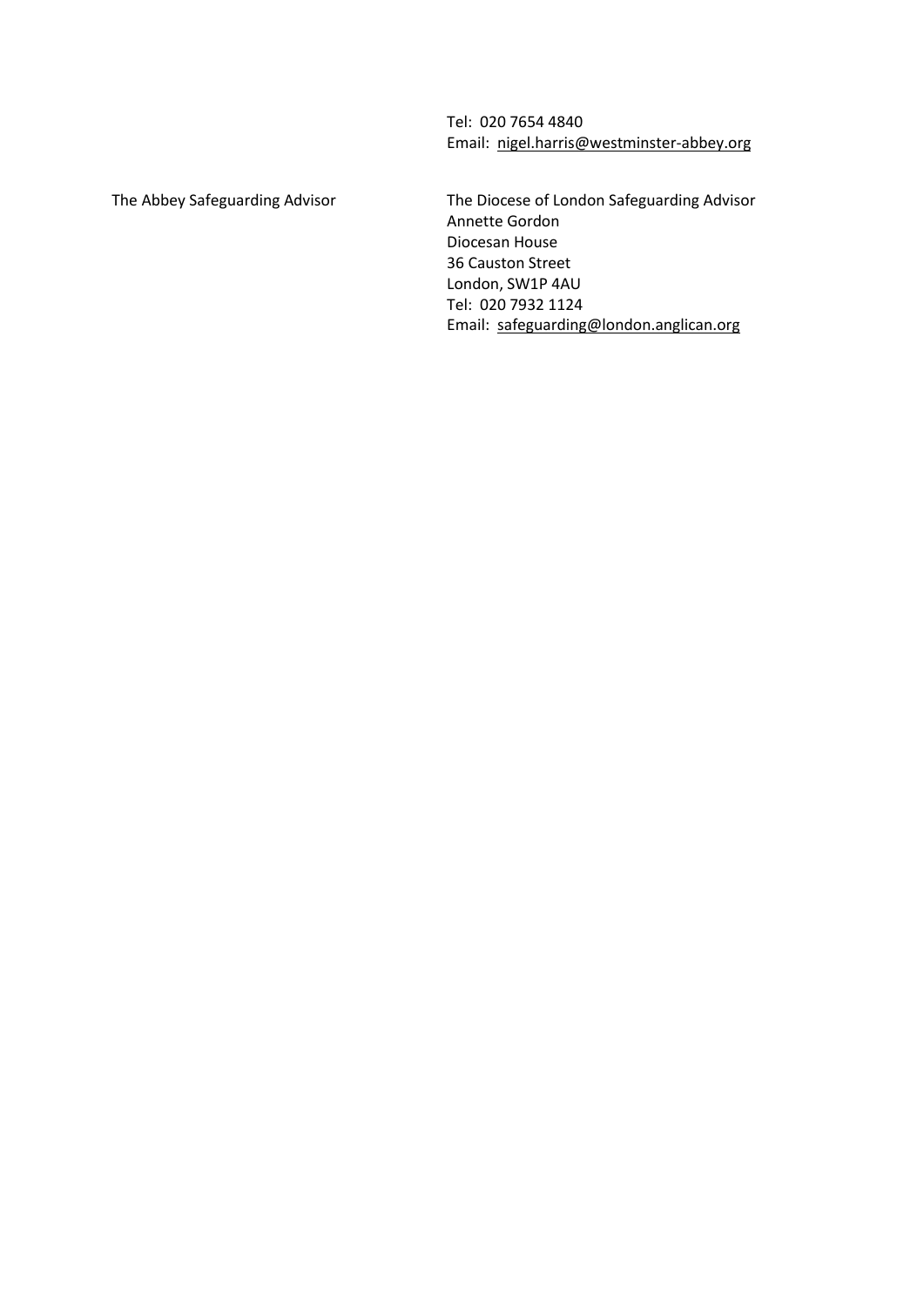Tel: 020 7654 4840
Email: nigel.harris@westminster-abbey.org

The Abbey Safeguarding Advisor

The Diocese of London Safeguarding Advisor
Annette Gordon
Diocesan House
36 Causton Street
London, SW1P 4AU
Tel: 020 7932 1124
Email: safeguarding@london.anglican.org